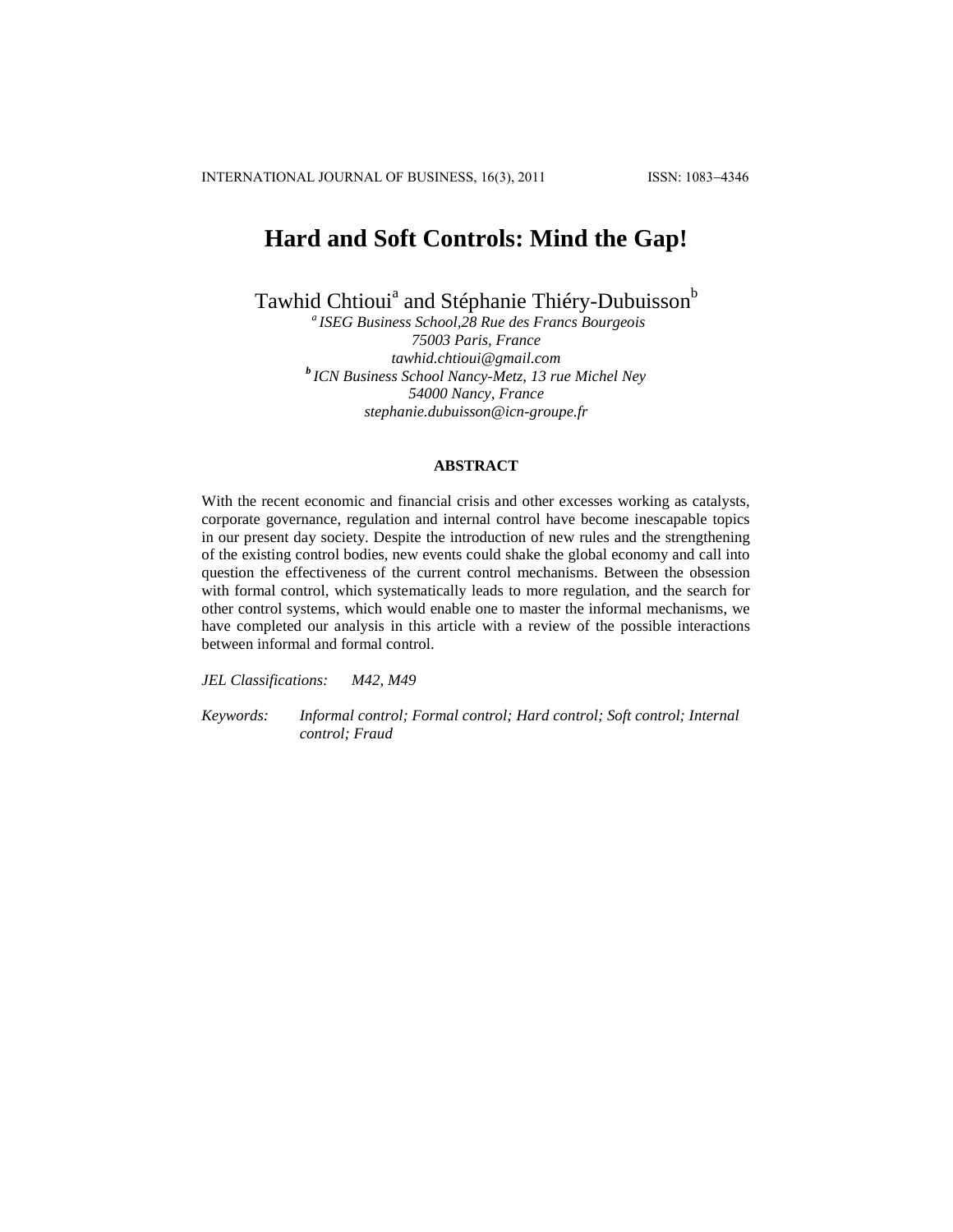# Hard and Soft Controls: Mind the Gap!

Tawhid Chtioui[a] and Stéphanie Thiéry-Dubuisson[b]

*[a] ISEG Business School,28 Rue des Francs Bourgeois*
*75003 Paris, France*
*tawhid.chtioui@gmail.com*
*[b] ICN Business School Nancy-Metz, 13 rue Michel Ney*
*54000 Nancy, France*
*stephanie.dubuisson@icn-groupe.fr*

## ABSTRACT

With the recent economic and financial crisis and other excesses working as catalysts, corporate governance, regulation and internal control have become inescapable topics in our present day society. Despite the introduction of new rules and the strengthening of the existing control bodies, new events could shake the global economy and call into question the effectiveness of the current control mechanisms. Between the obsession with formal control, which systematically leads to more regulation, and the search for other control systems, which would enable one to master the informal mechanisms, we have completed our analysis in this article with a review of the possible interactions between informal and formal control.

*JEL Classifications:* *M42, M49*

*Keywords:* *Informal control; Formal control; Hard control; Soft control; Internal control; Fraud*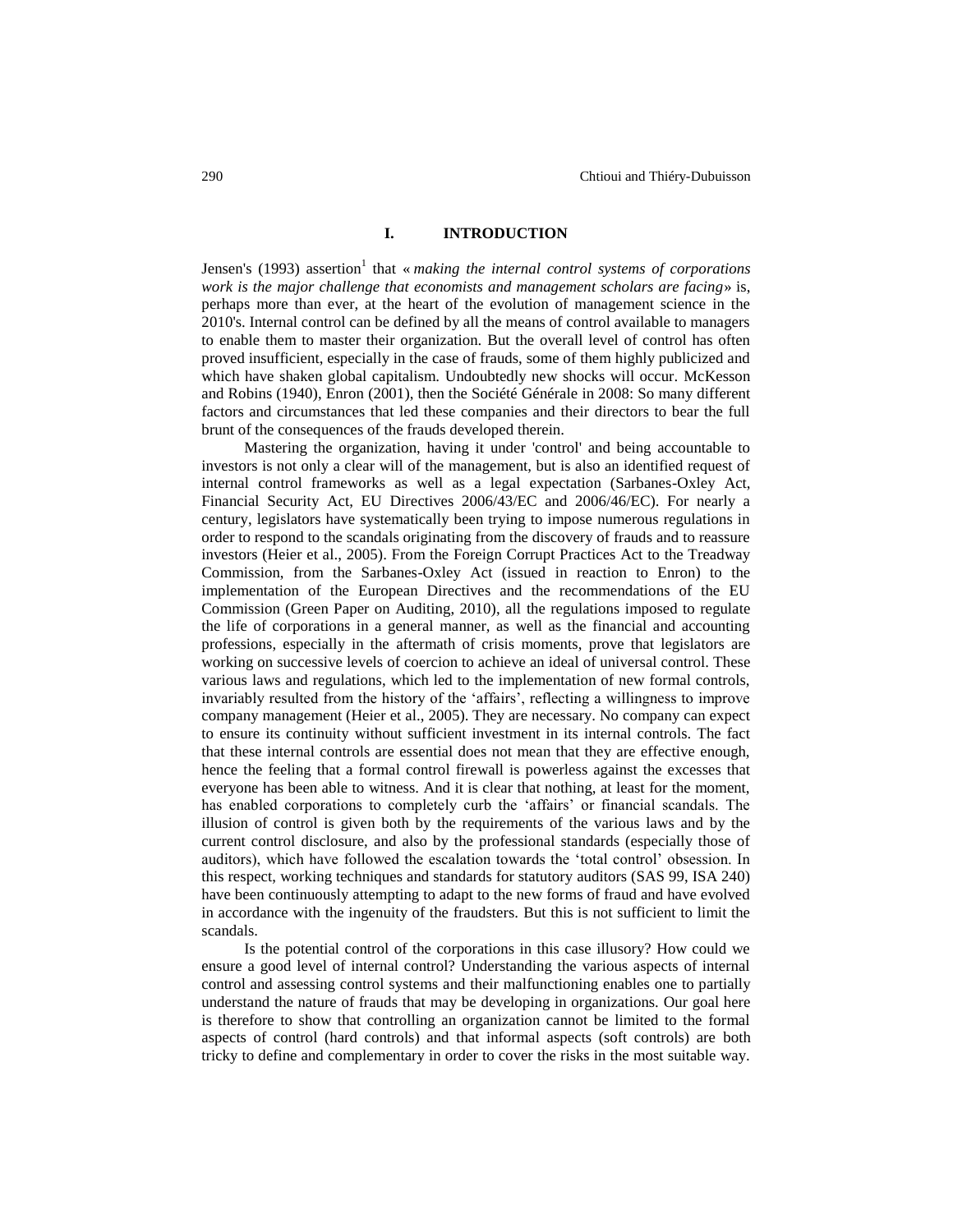## I. INTRODUCTION

Jensen's (1993) assertion[1] that « *making the internal control systems of corporations work is the major challenge that economists and management scholars are facing* » is, perhaps more than ever, at the heart of the evolution of management science in the 2010's. Internal control can be defined by all the means of control available to managers to enable them to master their organization. But the overall level of control has often proved insufficient, especially in the case of frauds, some of them highly publicized and which have shaken global capitalism. Undoubtedly new shocks will occur. McKesson and Robins (1940), Enron (2001), then the Société Générale in 2008: So many different factors and circumstances that led these companies and their directors to bear the full brunt of the consequences of the frauds developed therein.

Mastering the organization, having it under 'control' and being accountable to investors is not only a clear will of the management, but is also an identified request of internal control frameworks as well as a legal expectation (Sarbanes-Oxley Act, Financial Security Act, EU Directives 2006/43/EC and 2006/46/EC). For nearly a century, legislators have systematically been trying to impose numerous regulations in order to respond to the scandals originating from the discovery of frauds and to reassure investors (Heier et al., 2005). From the Foreign Corrupt Practices Act to the Treadway Commission, from the Sarbanes-Oxley Act (issued in reaction to Enron) to the implementation of the European Directives and the recommendations of the EU Commission (Green Paper on Auditing, 2010), all the regulations imposed to regulate the life of corporations in a general manner, as well as the financial and accounting professions, especially in the aftermath of crisis moments, prove that legislators are working on successive levels of coercion to achieve an ideal of universal control. These various laws and regulations, which led to the implementation of new formal controls, invariably resulted from the history of the 'affairs', reflecting a willingness to improve company management (Heier et al., 2005). They are necessary. No company can expect to ensure its continuity without sufficient investment in its internal controls. The fact that these internal controls are essential does not mean that they are effective enough, hence the feeling that a formal control firewall is powerless against the excesses that everyone has been able to witness. And it is clear that nothing, at least for the moment, has enabled corporations to completely curb the 'affairs' or financial scandals. The illusion of control is given both by the requirements of the various laws and by the current control disclosure, and also by the professional standards (especially those of auditors), which have followed the escalation towards the 'total control' obsession. In this respect, working techniques and standards for statutory auditors (SAS 99, ISA 240) have been continuously attempting to adapt to the new forms of fraud and have evolved in accordance with the ingenuity of the fraudsters. But this is not sufficient to limit the scandals.

Is the potential control of the corporations in this case illusory? How could we ensure a good level of internal control? Understanding the various aspects of internal control and assessing control systems and their malfunctioning enables one to partially understand the nature of frauds that may be developing in organizations. Our goal here is therefore to show that controlling an organization cannot be limited to the formal aspects of control (hard controls) and that informal aspects (soft controls) are both tricky to define and complementary in order to cover the risks in the most suitable way.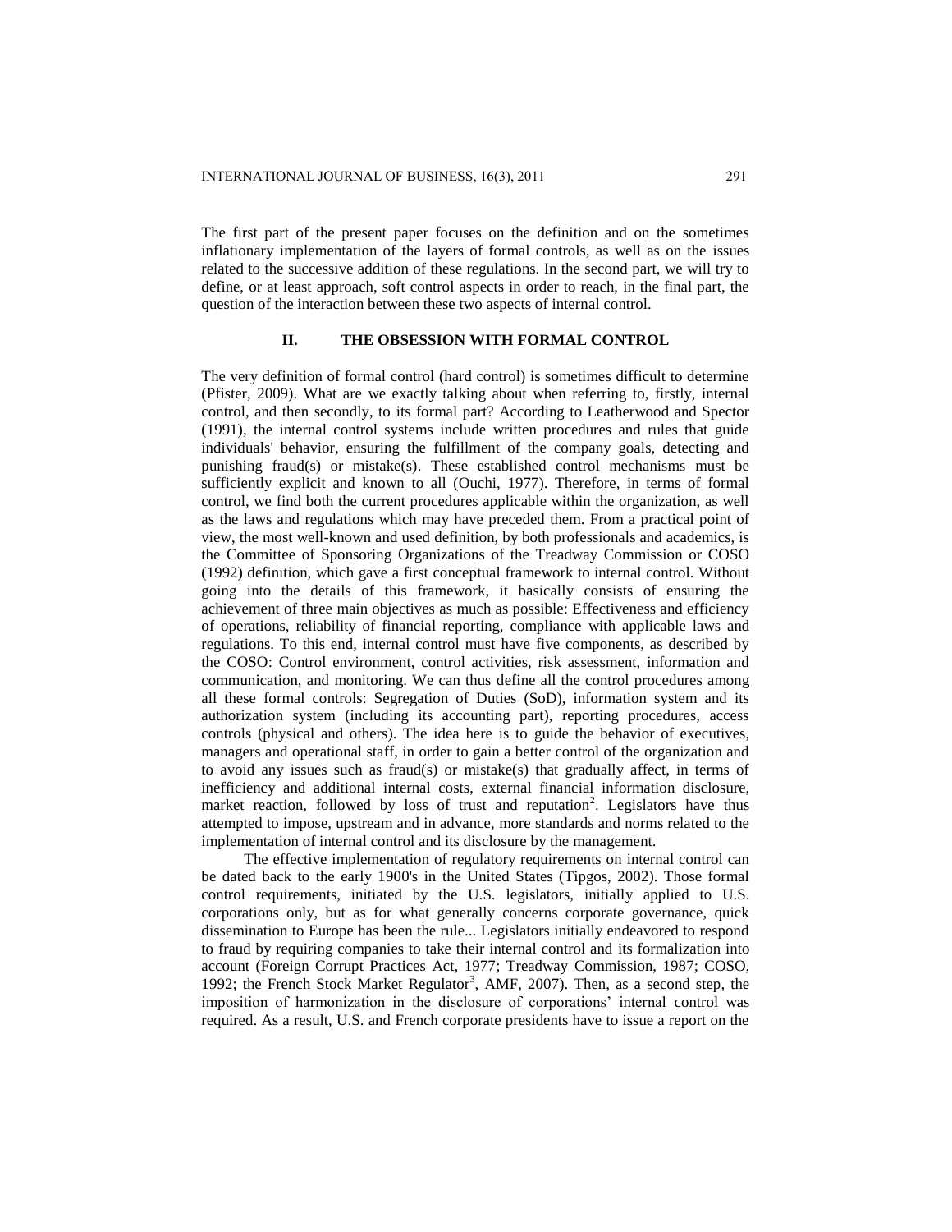The first part of the present paper focuses on the definition and on the sometimes inflationary implementation of the layers of formal controls, as well as on the issues related to the successive addition of these regulations. In the second part, we will try to define, or at least approach, soft control aspects in order to reach, in the final part, the question of the interaction between these two aspects of internal control.

## II. THE OBSESSION WITH FORMAL CONTROL

The very definition of formal control (hard control) is sometimes difficult to determine (Pfister, 2009). What are we exactly talking about when referring to, firstly, internal control, and then secondly, to its formal part? According to Leatherwood and Spector (1991), the internal control systems include written procedures and rules that guide individuals' behavior, ensuring the fulfillment of the company goals, detecting and punishing fraud(s) or mistake(s). These established control mechanisms must be sufficiently explicit and known to all (Ouchi, 1977). Therefore, in terms of formal control, we find both the current procedures applicable within the organization, as well as the laws and regulations which may have preceded them. From a practical point of view, the most well-known and used definition, by both professionals and academics, is the Committee of Sponsoring Organizations of the Treadway Commission or COSO (1992) definition, which gave a first conceptual framework to internal control. Without going into the details of this framework, it basically consists of ensuring the achievement of three main objectives as much as possible: Effectiveness and efficiency of operations, reliability of financial reporting, compliance with applicable laws and regulations. To this end, internal control must have five components, as described by the COSO: Control environment, control activities, risk assessment, information and communication, and monitoring. We can thus define all the control procedures among all these formal controls: Segregation of Duties (SoD), information system and its authorization system (including its accounting part), reporting procedures, access controls (physical and others). The idea here is to guide the behavior of executives, managers and operational staff, in order to gain a better control of the organization and to avoid any issues such as fraud(s) or mistake(s) that gradually affect, in terms of inefficiency and additional internal costs, external financial information disclosure, market reaction, followed by loss of trust and reputation[2]. Legislators have thus attempted to impose, upstream and in advance, more standards and norms related to the implementation of internal control and its disclosure by the management.

The effective implementation of regulatory requirements on internal control can be dated back to the early 1900's in the United States (Tipgos, 2002). Those formal control requirements, initiated by the U.S. legislators, initially applied to U.S. corporations only, but as for what generally concerns corporate governance, quick dissemination to Europe has been the rule... Legislators initially endeavored to respond to fraud by requiring companies to take their internal control and its formalization into account (Foreign Corrupt Practices Act, 1977; Treadway Commission, 1987; COSO, 1992; the French Stock Market Regulator[3], AMF, 2007). Then, as a second step, the imposition of harmonization in the disclosure of corporations' internal control was required. As a result, U.S. and French corporate presidents have to issue a report on the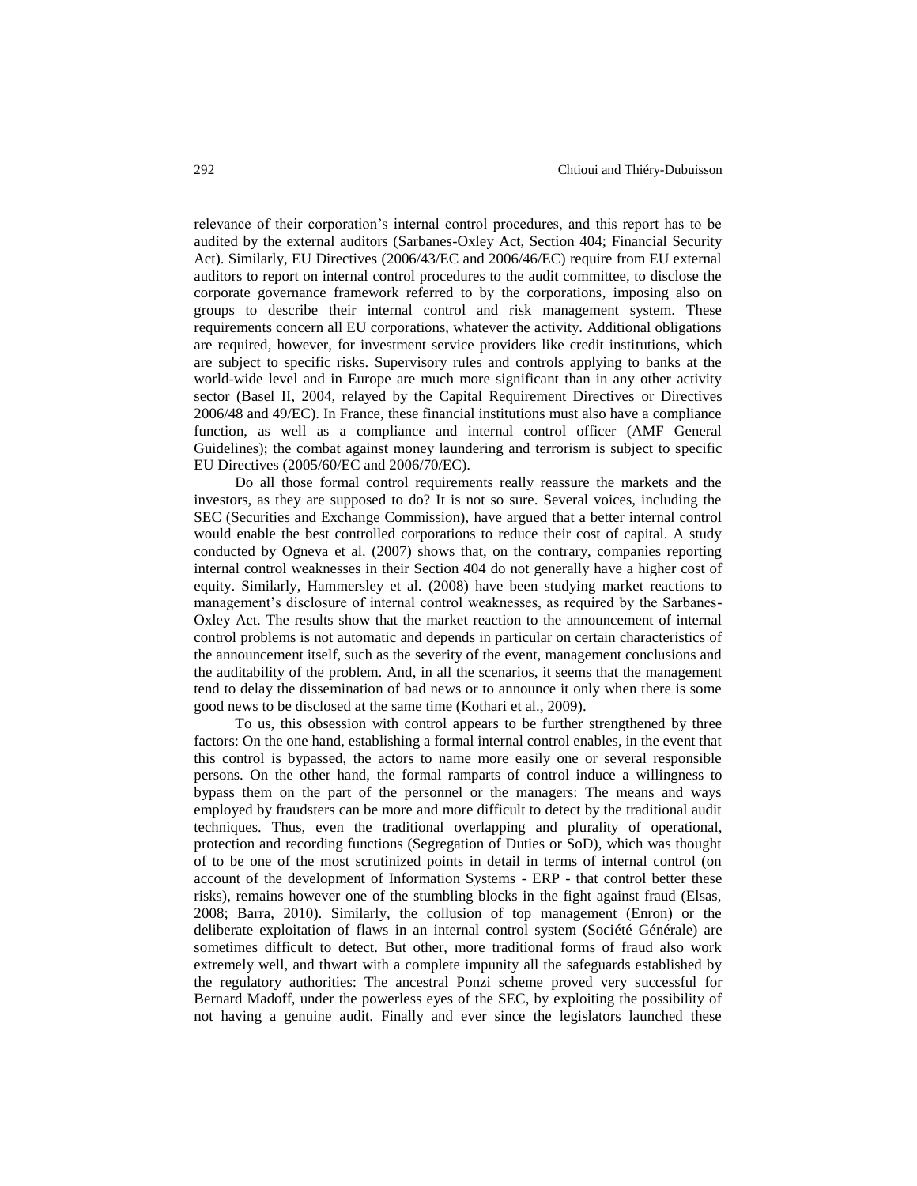relevance of their corporation's internal control procedures, and this report has to be audited by the external auditors (Sarbanes-Oxley Act, Section 404; Financial Security Act). Similarly, EU Directives (2006/43/EC and 2006/46/EC) require from EU external auditors to report on internal control procedures to the audit committee, to disclose the corporate governance framework referred to by the corporations, imposing also on groups to describe their internal control and risk management system. These requirements concern all EU corporations, whatever the activity. Additional obligations are required, however, for investment service providers like credit institutions, which are subject to specific risks. Supervisory rules and controls applying to banks at the world-wide level and in Europe are much more significant than in any other activity sector (Basel II, 2004, relayed by the Capital Requirement Directives or Directives 2006/48 and 49/EC). In France, these financial institutions must also have a compliance function, as well as a compliance and internal control officer (AMF General Guidelines); the combat against money laundering and terrorism is subject to specific EU Directives (2005/60/EC and 2006/70/EC).

Do all those formal control requirements really reassure the markets and the investors, as they are supposed to do? It is not so sure. Several voices, including the SEC (Securities and Exchange Commission), have argued that a better internal control would enable the best controlled corporations to reduce their cost of capital. A study conducted by Ogneva et al. (2007) shows that, on the contrary, companies reporting internal control weaknesses in their Section 404 do not generally have a higher cost of equity. Similarly, Hammersley et al. (2008) have been studying market reactions to management's disclosure of internal control weaknesses, as required by the Sarbanes-Oxley Act. The results show that the market reaction to the announcement of internal control problems is not automatic and depends in particular on certain characteristics of the announcement itself, such as the severity of the event, management conclusions and the auditability of the problem. And, in all the scenarios, it seems that the management tend to delay the dissemination of bad news or to announce it only when there is some good news to be disclosed at the same time (Kothari et al., 2009).

To us, this obsession with control appears to be further strengthened by three factors: On the one hand, establishing a formal internal control enables, in the event that this control is bypassed, the actors to name more easily one or several responsible persons. On the other hand, the formal ramparts of control induce a willingness to bypass them on the part of the personnel or the managers: The means and ways employed by fraudsters can be more and more difficult to detect by the traditional audit techniques. Thus, even the traditional overlapping and plurality of operational, protection and recording functions (Segregation of Duties or SoD), which was thought of to be one of the most scrutinized points in detail in terms of internal control (on account of the development of Information Systems - ERP - that control better these risks), remains however one of the stumbling blocks in the fight against fraud (Elsas, 2008; Barra, 2010). Similarly, the collusion of top management (Enron) or the deliberate exploitation of flaws in an internal control system (Société Générale) are sometimes difficult to detect. But other, more traditional forms of fraud also work extremely well, and thwart with a complete impunity all the safeguards established by the regulatory authorities: The ancestral Ponzi scheme proved very successful for Bernard Madoff, under the powerless eyes of the SEC, by exploiting the possibility of not having a genuine audit. Finally and ever since the legislators launched these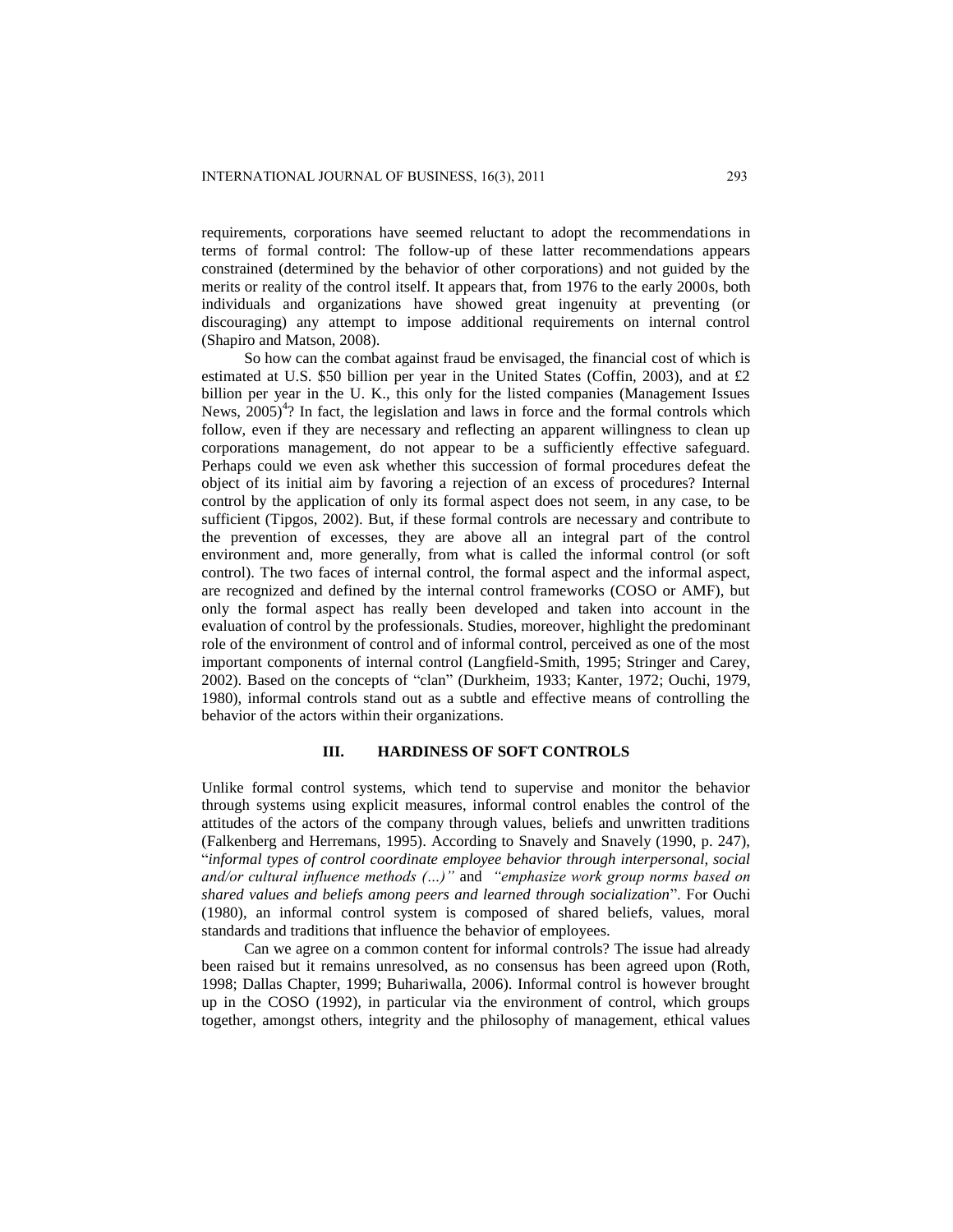requirements, corporations have seemed reluctant to adopt the recommendations in terms of formal control: The follow-up of these latter recommendations appears constrained (determined by the behavior of other corporations) and not guided by the merits or reality of the control itself. It appears that, from 1976 to the early 2000s, both individuals and organizations have showed great ingenuity at preventing (or discouraging) any attempt to impose additional requirements on internal control (Shapiro and Matson, 2008).

So how can the combat against fraud be envisaged, the financial cost of which is estimated at U.S. $50 billion per year in the United States (Coffin, 2003), and at £2 billion per year in the U. K., this only for the listed companies (Management Issues News, 2005)[4]? In fact, the legislation and laws in force and the formal controls which follow, even if they are necessary and reflecting an apparent willingness to clean up corporations management, do not appear to be a sufficiently effective safeguard. Perhaps could we even ask whether this succession of formal procedures defeat the object of its initial aim by favoring a rejection of an excess of procedures? Internal control by the application of only its formal aspect does not seem, in any case, to be sufficient (Tipgos, 2002). But, if these formal controls are necessary and contribute to the prevention of excesses, they are above all an integral part of the control environment and, more generally, from what is called the informal control (or soft control). The two faces of internal control, the formal aspect and the informal aspect, are recognized and defined by the internal control frameworks (COSO or AMF), but only the formal aspect has really been developed and taken into account in the evaluation of control by the professionals. Studies, moreover, highlight the predominant role of the environment of control and of informal control, perceived as one of the most important components of internal control (Langfield-Smith, 1995; Stringer and Carey, 2002). Based on the concepts of "clan" (Durkheim, 1933; Kanter, 1972; Ouchi, 1979, 1980), informal controls stand out as a subtle and effective means of controlling the behavior of the actors within their organizations.

## III. HARDINESS OF SOFT CONTROLS

Unlike formal control systems, which tend to supervise and monitor the behavior through systems using explicit measures, informal control enables the control of the attitudes of the actors of the company through values, beliefs and unwritten traditions (Falkenberg and Herremans, 1995). According to Snavely and Snavely (1990, p. 247), "*informal types of control coordinate employee behavior through interpersonal, social and/or cultural influence methods (...)*" and *"emphasize work group norms based on shared values and beliefs among peers and learned through socialization*". For Ouchi (1980), an informal control system is composed of shared beliefs, values, moral standards and traditions that influence the behavior of employees.

Can we agree on a common content for informal controls? The issue had already been raised but it remains unresolved, as no consensus has been agreed upon (Roth, 1998; Dallas Chapter, 1999; Buhariwalla, 2006). Informal control is however brought up in the COSO (1992), in particular via the environment of control, which groups together, amongst others, integrity and the philosophy of management, ethical values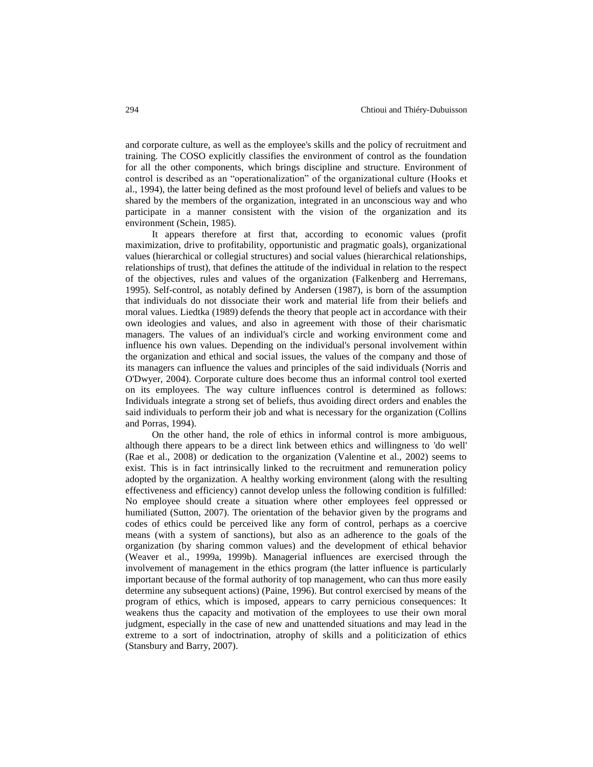and corporate culture, as well as the employee's skills and the policy of recruitment and training. The COSO explicitly classifies the environment of control as the foundation for all the other components, which brings discipline and structure. Environment of control is described as an "operationalization" of the organizational culture (Hooks et al., 1994), the latter being defined as the most profound level of beliefs and values to be shared by the members of the organization, integrated in an unconscious way and who participate in a manner consistent with the vision of the organization and its environment (Schein, 1985).

It appears therefore at first that, according to economic values (profit maximization, drive to profitability, opportunistic and pragmatic goals), organizational values (hierarchical or collegial structures) and social values (hierarchical relationships, relationships of trust), that defines the attitude of the individual in relation to the respect of the objectives, rules and values of the organization (Falkenberg and Herremans, 1995). Self-control, as notably defined by Andersen (1987), is born of the assumption that individuals do not dissociate their work and material life from their beliefs and moral values. Liedtka (1989) defends the theory that people act in accordance with their own ideologies and values, and also in agreement with those of their charismatic managers. The values of an individual's circle and working environment come and influence his own values. Depending on the individual's personal involvement within the organization and ethical and social issues, the values of the company and those of its managers can influence the values and principles of the said individuals (Norris and O'Dwyer, 2004). Corporate culture does become thus an informal control tool exerted on its employees. The way culture influences control is determined as follows: Individuals integrate a strong set of beliefs, thus avoiding direct orders and enables the said individuals to perform their job and what is necessary for the organization (Collins and Porras, 1994).

On the other hand, the role of ethics in informal control is more ambiguous, although there appears to be a direct link between ethics and willingness to 'do well' (Rae et al., 2008) or dedication to the organization (Valentine et al., 2002) seems to exist. This is in fact intrinsically linked to the recruitment and remuneration policy adopted by the organization. A healthy working environment (along with the resulting effectiveness and efficiency) cannot develop unless the following condition is fulfilled: No employee should create a situation where other employees feel oppressed or humiliated (Sutton, 2007). The orientation of the behavior given by the programs and codes of ethics could be perceived like any form of control, perhaps as a coercive means (with a system of sanctions), but also as an adherence to the goals of the organization (by sharing common values) and the development of ethical behavior (Weaver et al., 1999a, 1999b). Managerial influences are exercised through the involvement of management in the ethics program (the latter influence is particularly important because of the formal authority of top management, who can thus more easily determine any subsequent actions) (Paine, 1996). But control exercised by means of the program of ethics, which is imposed, appears to carry pernicious consequences: It weakens thus the capacity and motivation of the employees to use their own moral judgment, especially in the case of new and unattended situations and may lead in the extreme to a sort of indoctrination, atrophy of skills and a politicization of ethics (Stansbury and Barry, 2007).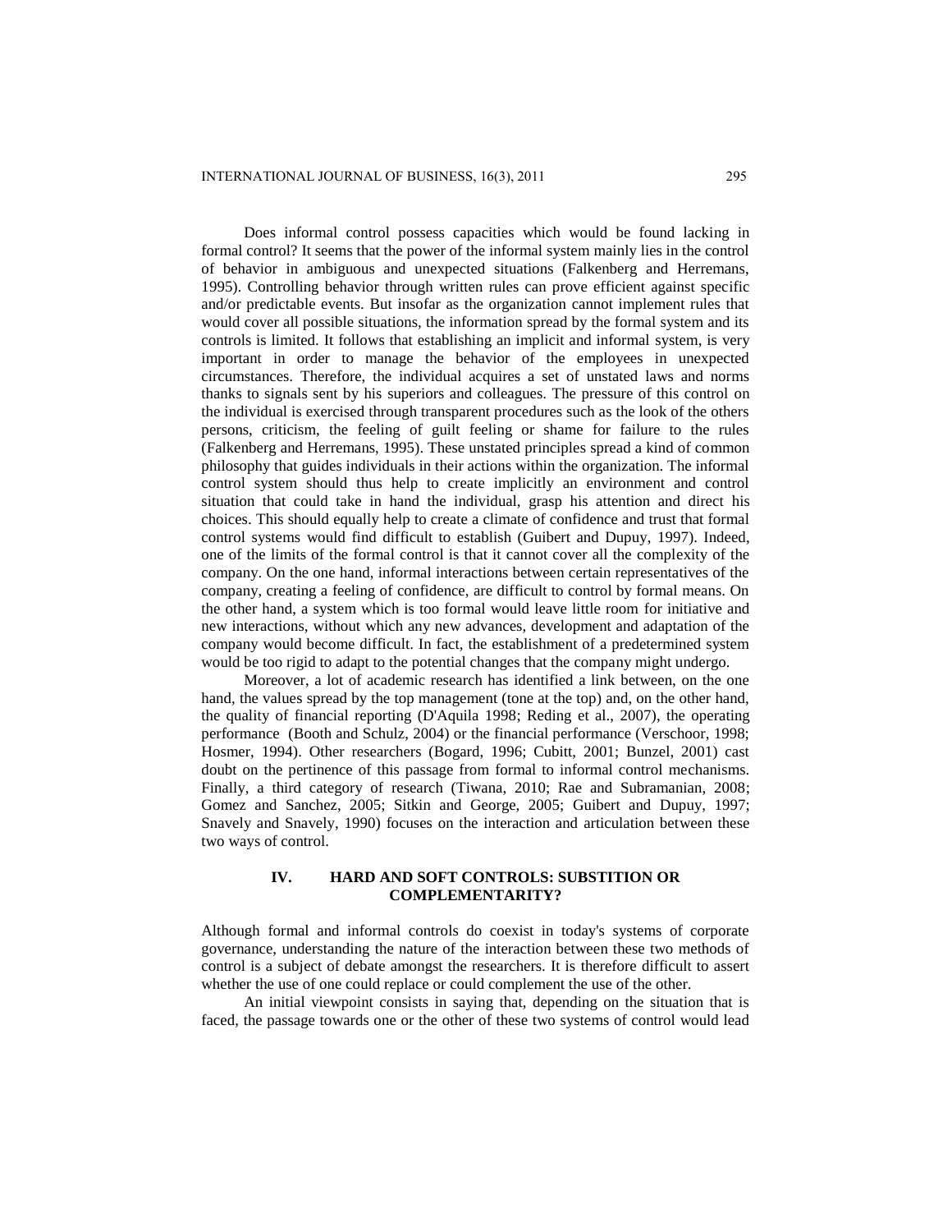Does informal control possess capacities which would be found lacking in formal control? It seems that the power of the informal system mainly lies in the control of behavior in ambiguous and unexpected situations (Falkenberg and Herremans, 1995). Controlling behavior through written rules can prove efficient against specific and/or predictable events. But insofar as the organization cannot implement rules that would cover all possible situations, the information spread by the formal system and its controls is limited. It follows that establishing an implicit and informal system, is very important in order to manage the behavior of the employees in unexpected circumstances. Therefore, the individual acquires a set of unstated laws and norms thanks to signals sent by his superiors and colleagues. The pressure of this control on the individual is exercised through transparent procedures such as the look of the others persons, criticism, the feeling of guilt feeling or shame for failure to the rules (Falkenberg and Herremans, 1995). These unstated principles spread a kind of common philosophy that guides individuals in their actions within the organization. The informal control system should thus help to create implicitly an environment and control situation that could take in hand the individual, grasp his attention and direct his choices. This should equally help to create a climate of confidence and trust that formal control systems would find difficult to establish (Guibert and Dupuy, 1997). Indeed, one of the limits of the formal control is that it cannot cover all the complexity of the company. On the one hand, informal interactions between certain representatives of the company, creating a feeling of confidence, are difficult to control by formal means. On the other hand, a system which is too formal would leave little room for initiative and new interactions, without which any new advances, development and adaptation of the company would become difficult. In fact, the establishment of a predetermined system would be too rigid to adapt to the potential changes that the company might undergo.

Moreover, a lot of academic research has identified a link between, on the one hand, the values spread by the top management (tone at the top) and, on the other hand, the quality of financial reporting (D'Aquila 1998; Reding et al., 2007), the operating performance (Booth and Schulz, 2004) or the financial performance (Verschoor, 1998; Hosmer, 1994). Other researchers (Bogard, 1996; Cubitt, 2001; Bunzel, 2001) cast doubt on the pertinence of this passage from formal to informal control mechanisms. Finally, a third category of research (Tiwana, 2010; Rae and Subramanian, 2008; Gomez and Sanchez, 2005; Sitkin and George, 2005; Guibert and Dupuy, 1997; Snavely and Snavely, 1990) focuses on the interaction and articulation between these two ways of control.

## IV. HARD AND SOFT CONTROLS: SUBSTITION OR COMPLEMENTARITY?

Although formal and informal controls do coexist in today's systems of corporate governance, understanding the nature of the interaction between these two methods of control is a subject of debate amongst the researchers. It is therefore difficult to assert whether the use of one could replace or could complement the use of the other.

An initial viewpoint consists in saying that, depending on the situation that is faced, the passage towards one or the other of these two systems of control would lead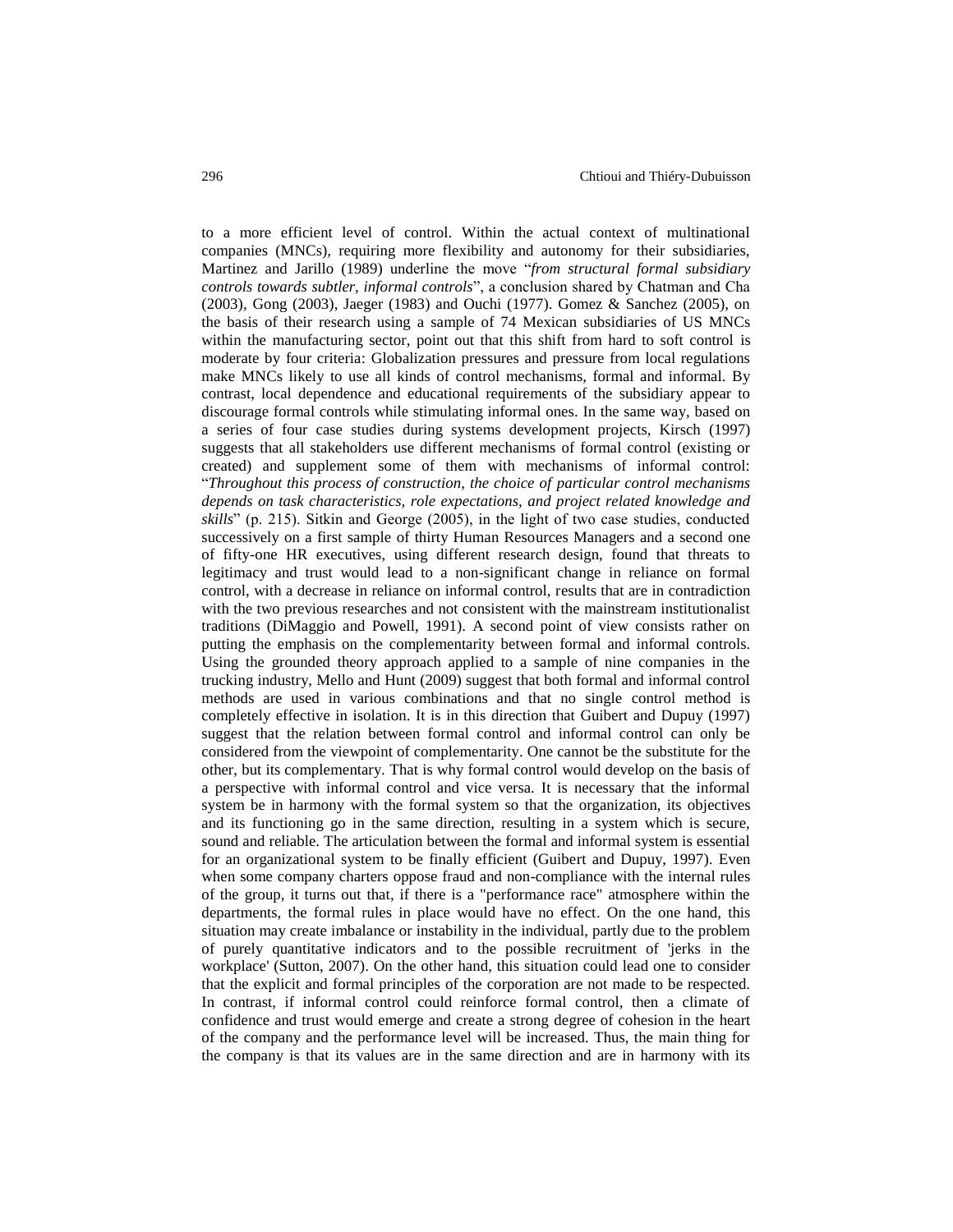to a more efficient level of control. Within the actual context of multinational companies (MNCs), requiring more flexibility and autonomy for their subsidiaries, Martinez and Jarillo (1989) underline the move "*from structural formal subsidiary controls towards subtler, informal controls*", a conclusion shared by Chatman and Cha (2003), Gong (2003), Jaeger (1983) and Ouchi (1977). Gomez & Sanchez (2005), on the basis of their research using a sample of 74 Mexican subsidiaries of US MNCs within the manufacturing sector, point out that this shift from hard to soft control is moderate by four criteria: Globalization pressures and pressure from local regulations make MNCs likely to use all kinds of control mechanisms, formal and informal. By contrast, local dependence and educational requirements of the subsidiary appear to discourage formal controls while stimulating informal ones. In the same way, based on a series of four case studies during systems development projects, Kirsch (1997) suggests that all stakeholders use different mechanisms of formal control (existing or created) and supplement some of them with mechanisms of informal control: "*Throughout this process of construction, the choice of particular control mechanisms depends on task characteristics, role expectations, and project related knowledge and skills*" (p. 215). Sitkin and George (2005), in the light of two case studies, conducted successively on a first sample of thirty Human Resources Managers and a second one of fifty-one HR executives, using different research design, found that threats to legitimacy and trust would lead to a non-significant change in reliance on formal control, with a decrease in reliance on informal control, results that are in contradiction with the two previous researches and not consistent with the mainstream institutionalist traditions (DiMaggio and Powell, 1991). A second point of view consists rather on putting the emphasis on the complementarity between formal and informal controls. Using the grounded theory approach applied to a sample of nine companies in the trucking industry, Mello and Hunt (2009) suggest that both formal and informal control methods are used in various combinations and that no single control method is completely effective in isolation. It is in this direction that Guibert and Dupuy (1997) suggest that the relation between formal control and informal control can only be considered from the viewpoint of complementarity. One cannot be the substitute for the other, but its complementary. That is why formal control would develop on the basis of a perspective with informal control and vice versa. It is necessary that the informal system be in harmony with the formal system so that the organization, its objectives and its functioning go in the same direction, resulting in a system which is secure, sound and reliable. The articulation between the formal and informal system is essential for an organizational system to be finally efficient (Guibert and Dupuy, 1997). Even when some company charters oppose fraud and non-compliance with the internal rules of the group, it turns out that, if there is a "performance race" atmosphere within the departments, the formal rules in place would have no effect. On the one hand, this situation may create imbalance or instability in the individual, partly due to the problem of purely quantitative indicators and to the possible recruitment of 'jerks in the workplace' (Sutton, 2007). On the other hand, this situation could lead one to consider that the explicit and formal principles of the corporation are not made to be respected. In contrast, if informal control could reinforce formal control, then a climate of confidence and trust would emerge and create a strong degree of cohesion in the heart of the company and the performance level will be increased. Thus, the main thing for the company is that its values are in the same direction and are in harmony with its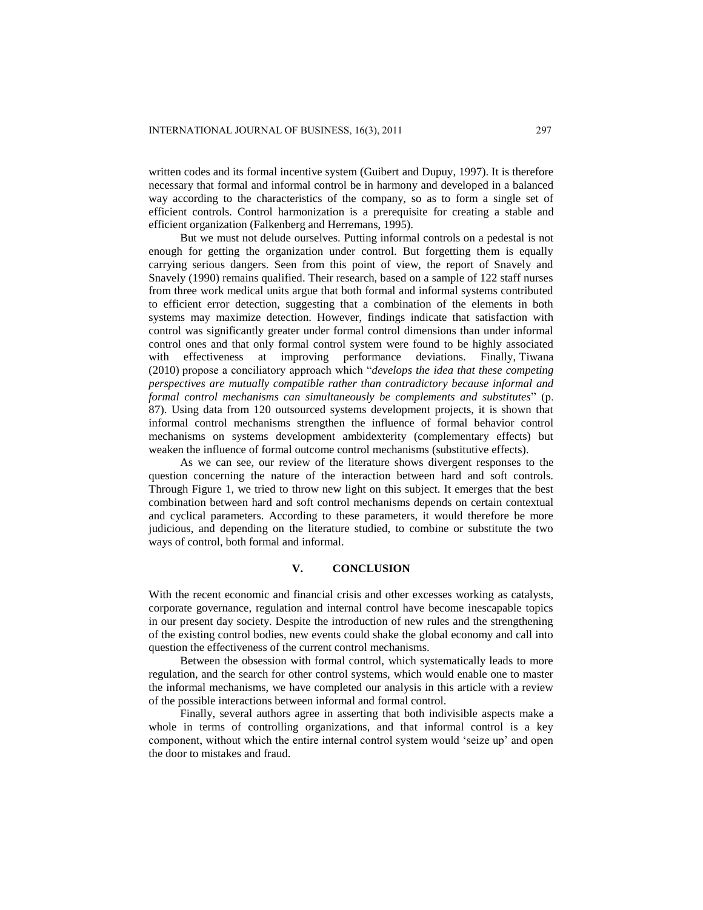written codes and its formal incentive system (Guibert and Dupuy, 1997). It is therefore necessary that formal and informal control be in harmony and developed in a balanced way according to the characteristics of the company, so as to form a single set of efficient controls. Control harmonization is a prerequisite for creating a stable and efficient organization (Falkenberg and Herremans, 1995).

But we must not delude ourselves. Putting informal controls on a pedestal is not enough for getting the organization under control. But forgetting them is equally carrying serious dangers. Seen from this point of view, the report of Snavely and Snavely (1990) remains qualified. Their research, based on a sample of 122 staff nurses from three work medical units argue that both formal and informal systems contributed to efficient error detection, suggesting that a combination of the elements in both systems may maximize detection. However, findings indicate that satisfaction with control was significantly greater under formal control dimensions than under informal control ones and that only formal control system were found to be highly associated with effectiveness at improving performance deviations. Finally, Tiwana (2010) propose a conciliatory approach which "*develops the idea that these competing perspectives are mutually compatible rather than contradictory because informal and formal control mechanisms can simultaneously be complements and substitutes*" (p. 87). Using data from 120 outsourced systems development projects, it is shown that informal control mechanisms strengthen the influence of formal behavior control mechanisms on systems development ambidexterity (complementary effects) but weaken the influence of formal outcome control mechanisms (substitutive effects).

As we can see, our review of the literature shows divergent responses to the question concerning the nature of the interaction between hard and soft controls. Through Figure 1, we tried to throw new light on this subject. It emerges that the best combination between hard and soft control mechanisms depends on certain contextual and cyclical parameters. According to these parameters, it would therefore be more judicious, and depending on the literature studied, to combine or substitute the two ways of control, both formal and informal.

## V. CONCLUSION

With the recent economic and financial crisis and other excesses working as catalysts, corporate governance, regulation and internal control have become inescapable topics in our present day society. Despite the introduction of new rules and the strengthening of the existing control bodies, new events could shake the global economy and call into question the effectiveness of the current control mechanisms.

Between the obsession with formal control, which systematically leads to more regulation, and the search for other control systems, which would enable one to master the informal mechanisms, we have completed our analysis in this article with a review of the possible interactions between informal and formal control.

Finally, several authors agree in asserting that both indivisible aspects make a whole in terms of controlling organizations, and that informal control is a key component, without which the entire internal control system would 'seize up' and open the door to mistakes and fraud.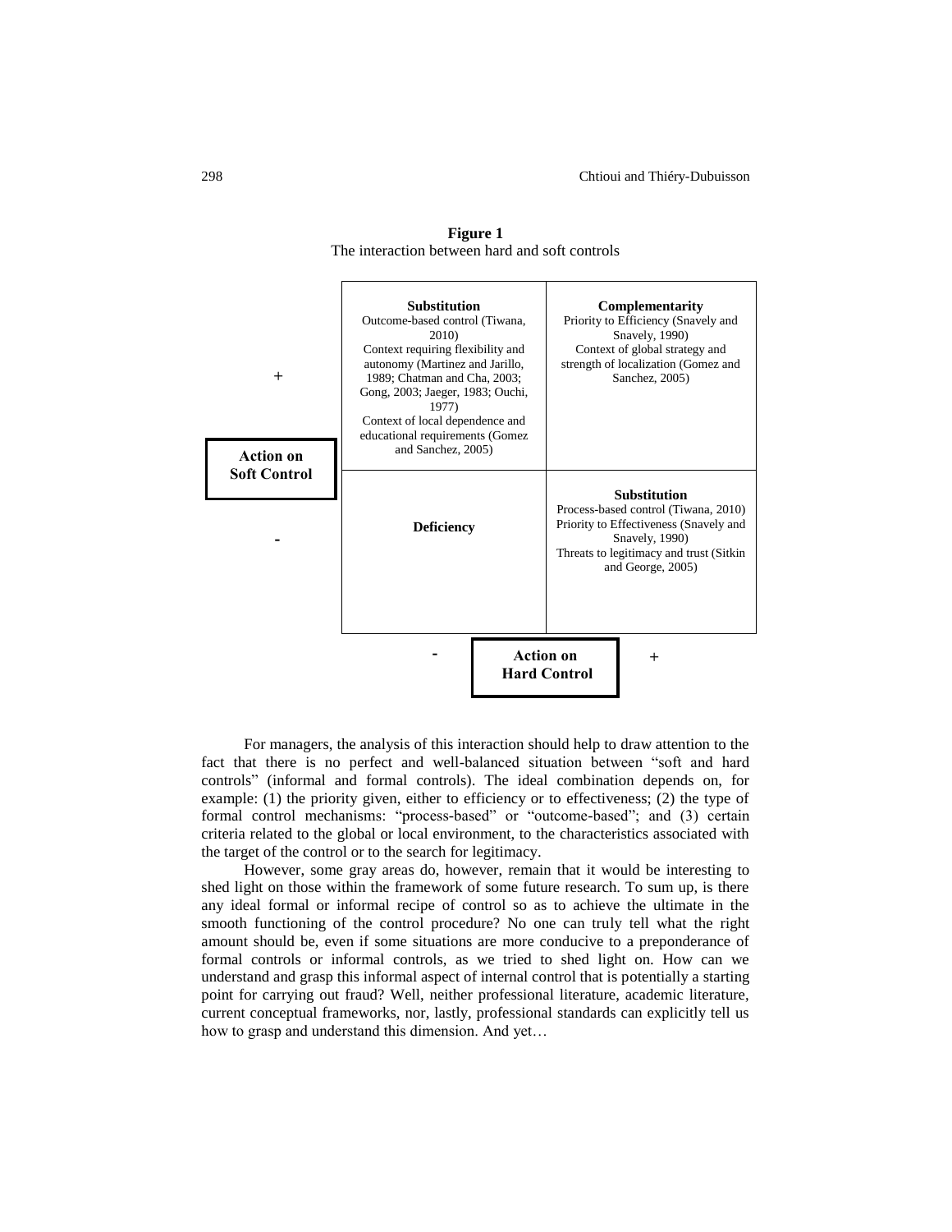**Figure 1**
The interaction between hard and soft controls

| Action on Soft Control | Action on Hard Control: - | Action on Hard Control: + |
|---|---|---|
| + | **Substitution**<br>Outcome-based control (Tiwana, 2010)<br>Context requiring flexibility and autonomy (Martinez and Jarillo, 1989; Chatman and Cha, 2003; Gong, 2003; Jaeger, 1983; Ouchi, 1977)<br>Context of local dependence and educational requirements (Gomez and Sanchez, 2005) | **Complementarity**<br>Priority to Efficiency (Snavely and Snavely, 1990)<br>Context of global strategy and strength of localization (Gomez and Sanchez, 2005) |
| - | **Deficiency** | **Substitution**<br>Process-based control (Tiwana, 2010)<br>Priority to Effectiveness (Snavely and Snavely, 1990)<br>Threats to legitimacy and trust (Sitkin and George, 2005) |

For managers, the analysis of this interaction should help to draw attention to the fact that there is no perfect and well-balanced situation between "soft and hard controls" (informal and formal controls). The ideal combination depends on, for example: (1) the priority given, either to efficiency or to effectiveness; (2) the type of formal control mechanisms: "process-based" or "outcome-based"; and (3) certain criteria related to the global or local environment, to the characteristics associated with the target of the control or to the search for legitimacy.

However, some gray areas do, however, remain that it would be interesting to shed light on those within the framework of some future research. To sum up, is there any ideal formal or informal recipe of control so as to achieve the ultimate in the smooth functioning of the control procedure? No one can truly tell what the right amount should be, even if some situations are more conducive to a preponderance of formal controls or informal controls, as we tried to shed light on. How can we understand and grasp this informal aspect of internal control that is potentially a starting point for carrying out fraud? Well, neither professional literature, academic literature, current conceptual frameworks, nor, lastly, professional standards can explicitly tell us how to grasp and understand this dimension. And yet…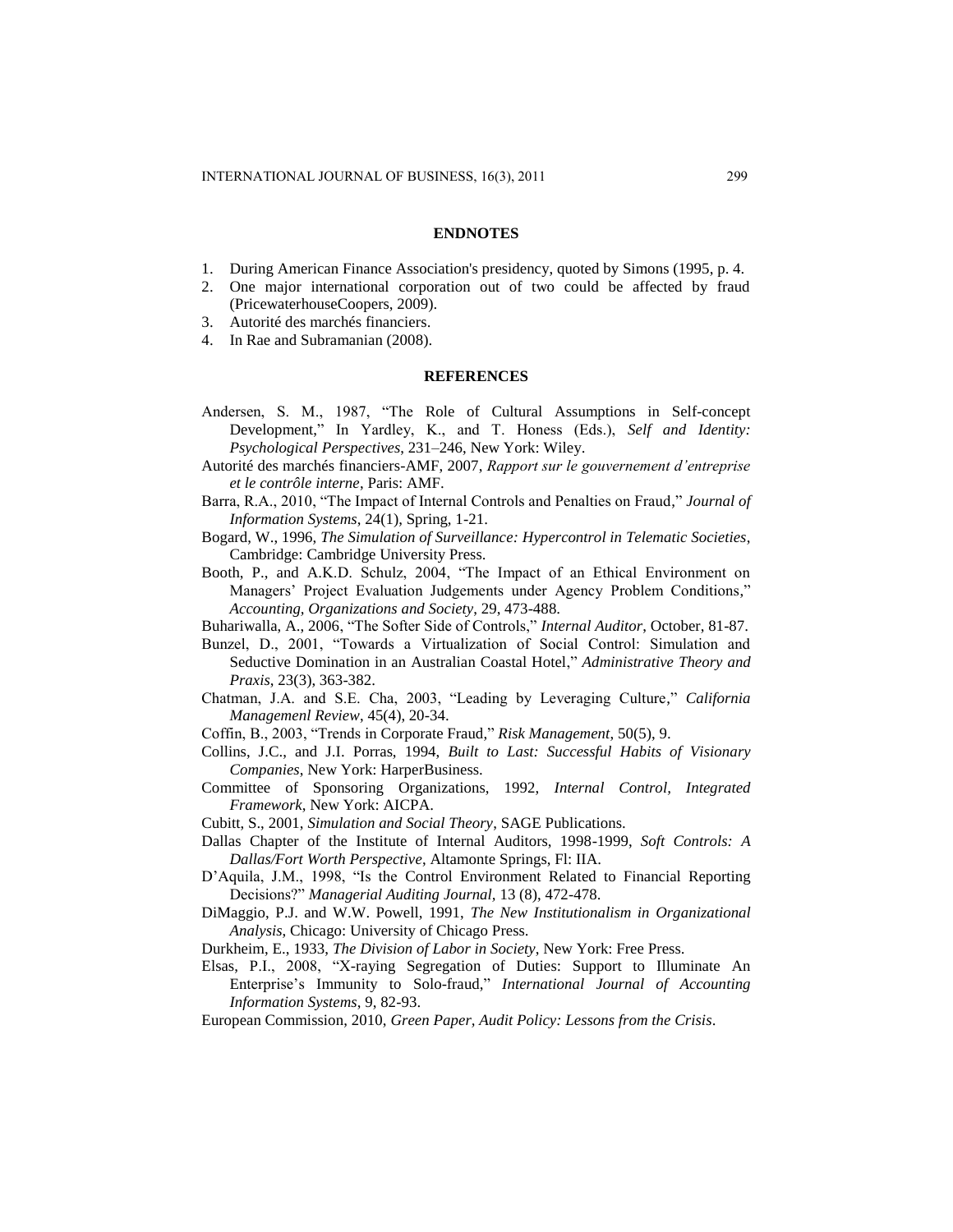## ENDNOTES

1. During American Finance Association's presidency, quoted by Simons (1995, p. 4.
2. One major international corporation out of two could be affected by fraud (PricewaterhouseCoopers, 2009).
3. Autorité des marchés financiers.
4. In Rae and Subramanian (2008).

## REFERENCES

Andersen, S. M., 1987, "The Role of Cultural Assumptions in Self-concept Development," In Yardley, K., and T. Honess (Eds.), *Self and Identity: Psychological Perspectives*, 231–246, New York: Wiley.

Autorité des marchés financiers-AMF, 2007, *Rapport sur le gouvernement d'entreprise et le contrôle interne*, Paris: AMF.

Barra, R.A., 2010, "The Impact of Internal Controls and Penalties on Fraud," *Journal of Information Systems*, 24(1), Spring, 1-21.

Bogard, W., 1996, *The Simulation of Surveillance: Hypercontrol in Telematic Societies*, Cambridge: Cambridge University Press.

Booth, P., and A.K.D. Schulz, 2004, "The Impact of an Ethical Environment on Managers' Project Evaluation Judgements under Agency Problem Conditions," *Accounting, Organizations and Society*, 29, 473-488.

Buhariwalla, A., 2006, "The Softer Side of Controls," *Internal Auditor*, October, 81-87.

Bunzel, D., 2001, "Towards a Virtualization of Social Control: Simulation and Seductive Domination in an Australian Coastal Hotel," *Administrative Theory and Praxis*, 23(3), 363-382.

Chatman, J.A. and S.E. Cha, 2003, "Leading by Leveraging Culture," *California Managemenl Review*, 45(4), 20-34.

Coffin, B., 2003, "Trends in Corporate Fraud," *Risk Management*, 50(5), 9.

Collins, J.C., and J.I. Porras, 1994, *Built to Last: Successful Habits of Visionary Companies*, New York: HarperBusiness.

Committee of Sponsoring Organizations, 1992, *Internal Control, Integrated Framework*, New York: AICPA.

Cubitt, S., 2001, *Simulation and Social Theory*, SAGE Publications.

Dallas Chapter of the Institute of Internal Auditors, 1998-1999, *Soft Controls: A Dallas/Fort Worth Perspective*, Altamonte Springs, Fl: IIA.

D'Aquila, J.M., 1998, "Is the Control Environment Related to Financial Reporting Decisions?" *Managerial Auditing Journal*, 13 (8), 472-478.

DiMaggio, P.J. and W.W. Powell, 1991, *The New Institutionalism in Organizational Analysis*, Chicago: University of Chicago Press.

Durkheim, E., 1933, *The Division of Labor in Society*, New York: Free Press.

Elsas, P.I., 2008, "X-raying Segregation of Duties: Support to Illuminate An Enterprise's Immunity to Solo-fraud," *International Journal of Accounting Information Systems*, 9, 82-93.

European Commission, 2010, *Green Paper, Audit Policy: Lessons from the Crisis*.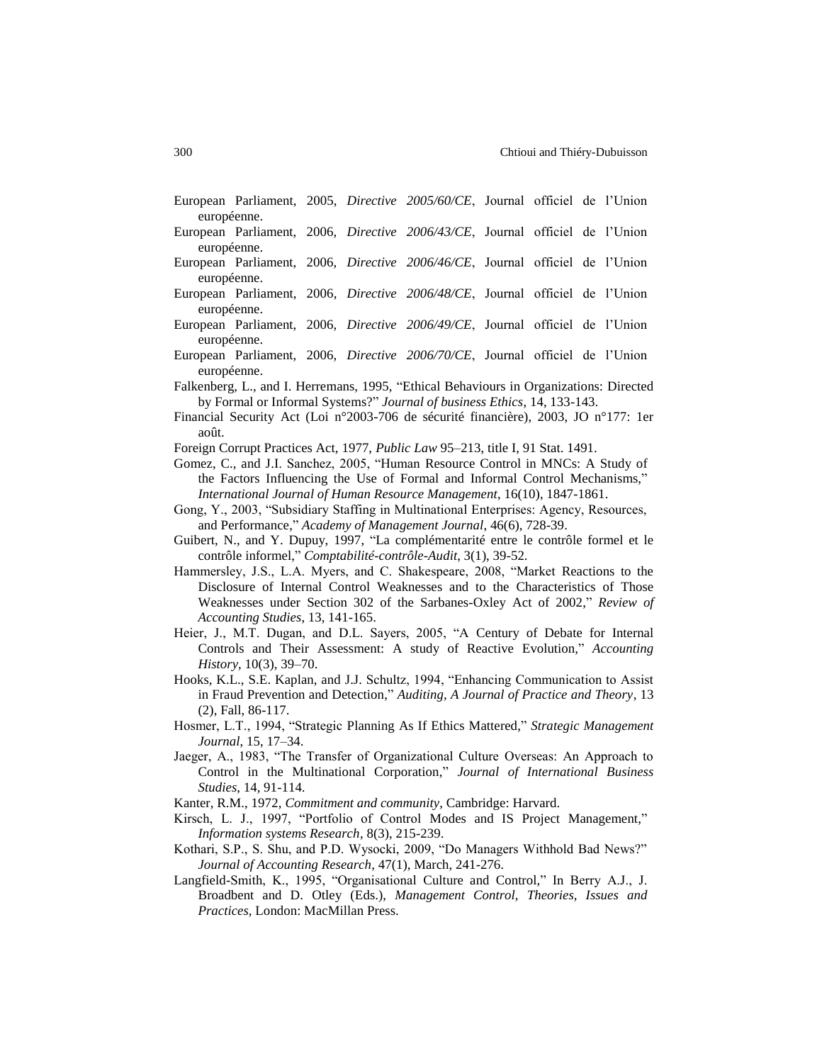European Parliament, 2005, *Directive 2005/60/CE*, Journal officiel de l'Union européenne.

European Parliament, 2006, *Directive 2006/43/CE*, Journal officiel de l'Union européenne.

European Parliament, 2006, *Directive 2006/46/CE*, Journal officiel de l'Union européenne.

European Parliament, 2006, *Directive 2006/48/CE*, Journal officiel de l'Union européenne.

European Parliament, 2006, *Directive 2006/49/CE*, Journal officiel de l'Union européenne.

European Parliament, 2006, *Directive 2006/70/CE*, Journal officiel de l'Union européenne.

Falkenberg, L., and I. Herremans, 1995, "Ethical Behaviours in Organizations: Directed by Formal or Informal Systems?" *Journal of business Ethics*, 14, 133-143.

Financial Security Act (Loi n°2003-706 de sécurité financière), 2003, JO n°177: 1er août.

Foreign Corrupt Practices Act, 1977, *Public Law* 95–213, title I, 91 Stat. 1491.

Gomez, C., and J.I. Sanchez, 2005, "Human Resource Control in MNCs: A Study of the Factors Influencing the Use of Formal and Informal Control Mechanisms," *International Journal of Human Resource Management*, 16(10), 1847-1861.

Gong, Y., 2003, "Subsidiary Staffing in Multinational Enterprises: Agency, Resources, and Performance," *Academy of Management Journal*, 46(6), 728-39.

Guibert, N., and Y. Dupuy, 1997, "La complémentarité entre le contrôle formel et le contrôle informel," *Comptabilité-contrôle-Audit*, 3(1), 39-52.

Hammersley, J.S., L.A. Myers, and C. Shakespeare, 2008, "Market Reactions to the Disclosure of Internal Control Weaknesses and to the Characteristics of Those Weaknesses under Section 302 of the Sarbanes-Oxley Act of 2002," *Review of Accounting Studies*, 13, 141-165.

Heier, J., M.T. Dugan, and D.L. Sayers, 2005, "A Century of Debate for Internal Controls and Their Assessment: A study of Reactive Evolution," *Accounting History*, 10(3), 39–70.

Hooks, K.L., S.E. Kaplan, and J.J. Schultz, 1994, "Enhancing Communication to Assist in Fraud Prevention and Detection," *Auditing, A Journal of Practice and Theory*, 13 (2), Fall, 86-117.

Hosmer, L.T., 1994, "Strategic Planning As If Ethics Mattered," *Strategic Management Journal*, 15, 17–34.

Jaeger, A., 1983, "The Transfer of Organizational Culture Overseas: An Approach to Control in the Multinational Corporation," *Journal of International Business Studies*, 14, 91-114.

Kanter, R.M., 1972, *Commitment and community*, Cambridge: Harvard.

Kirsch, L. J., 1997, "Portfolio of Control Modes and IS Project Management," *Information systems Research*, 8(3), 215-239.

Kothari, S.P., S. Shu, and P.D. Wysocki, 2009, "Do Managers Withhold Bad News?" *Journal of Accounting Research*, 47(1), March, 241-276.

Langfield-Smith, K., 1995, "Organisational Culture and Control," In Berry A.J., J. Broadbent and D. Otley (Eds.), *Management Control, Theories, Issues and Practices*, London: MacMillan Press.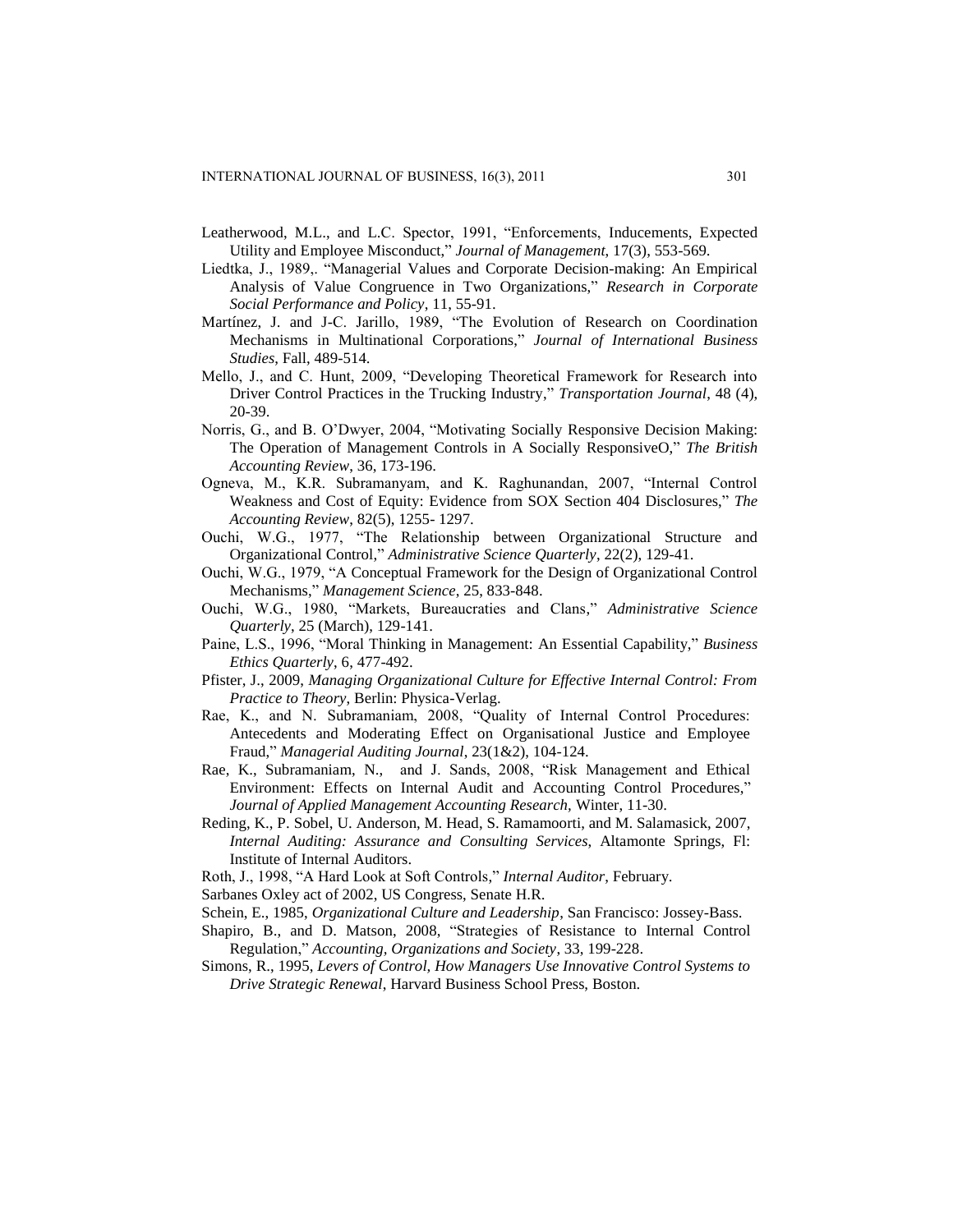Leatherwood, M.L., and L.C. Spector, 1991, "Enforcements, Inducements, Expected Utility and Employee Misconduct," *Journal of Management*, 17(3), 553-569.

Liedtka, J., 1989,. "Managerial Values and Corporate Decision-making: An Empirical Analysis of Value Congruence in Two Organizations," *Research in Corporate Social Performance and Policy*, 11, 55-91.

Martínez, J. and J-C. Jarillo, 1989, "The Evolution of Research on Coordination Mechanisms in Multinational Corporations," *Journal of International Business Studies*, Fall, 489-514.

Mello, J., and C. Hunt, 2009, "Developing Theoretical Framework for Research into Driver Control Practices in the Trucking Industry," *Transportation Journal*, 48 (4), 20-39.

Norris, G., and B. O'Dwyer, 2004, "Motivating Socially Responsive Decision Making: The Operation of Management Controls in A Socially ResponsiveO," *The British Accounting Review*, 36, 173-196.

Ogneva, M., K.R. Subramanyam, and K. Raghunandan, 2007, "Internal Control Weakness and Cost of Equity: Evidence from SOX Section 404 Disclosures," *The Accounting Review*, 82(5), 1255- 1297.

Ouchi, W.G., 1977, "The Relationship between Organizational Structure and Organizational Control," *Administrative Science Quarterly*, 22(2), 129-41.

Ouchi, W.G., 1979, "A Conceptual Framework for the Design of Organizational Control Mechanisms," *Management Science*, 25, 833-848.

Ouchi, W.G., 1980, "Markets, Bureaucraties and Clans," *Administrative Science Quarterly*, 25 (March), 129-141.

Paine, L.S., 1996, "Moral Thinking in Management: An Essential Capability," *Business Ethics Quarterly*, 6, 477-492.

Pfister, J., 2009, *Managing Organizational Culture for Effective Internal Control: From Practice to Theory*, Berlin: Physica-Verlag.

Rae, K., and N. Subramaniam, 2008, "Quality of Internal Control Procedures: Antecedents and Moderating Effect on Organisational Justice and Employee Fraud," *Managerial Auditing Journal*, 23(1&2), 104-124.

Rae, K., Subramaniam, N., and J. Sands, 2008, "Risk Management and Ethical Environment: Effects on Internal Audit and Accounting Control Procedures," *Journal of Applied Management Accounting Research,* Winter, 11-30.

Reding, K., P. Sobel, U. Anderson, M. Head, S. Ramamoorti, and M. Salamasick, 2007, *Internal Auditing: Assurance and Consulting Services*, Altamonte Springs, Fl: Institute of Internal Auditors.

Roth, J., 1998, "A Hard Look at Soft Controls," *Internal Auditor*, February.

Sarbanes Oxley act of 2002, US Congress, Senate H.R.

Schein, E., 1985, *Organizational Culture and Leadership*, San Francisco: Jossey-Bass.

Shapiro, B., and D. Matson, 2008, "Strategies of Resistance to Internal Control Regulation," *Accounting, Organizations and Society*, 33, 199-228.

Simons, R., 1995, *Levers of Control, How Managers Use Innovative Control Systems to Drive Strategic Renewal*, Harvard Business School Press, Boston.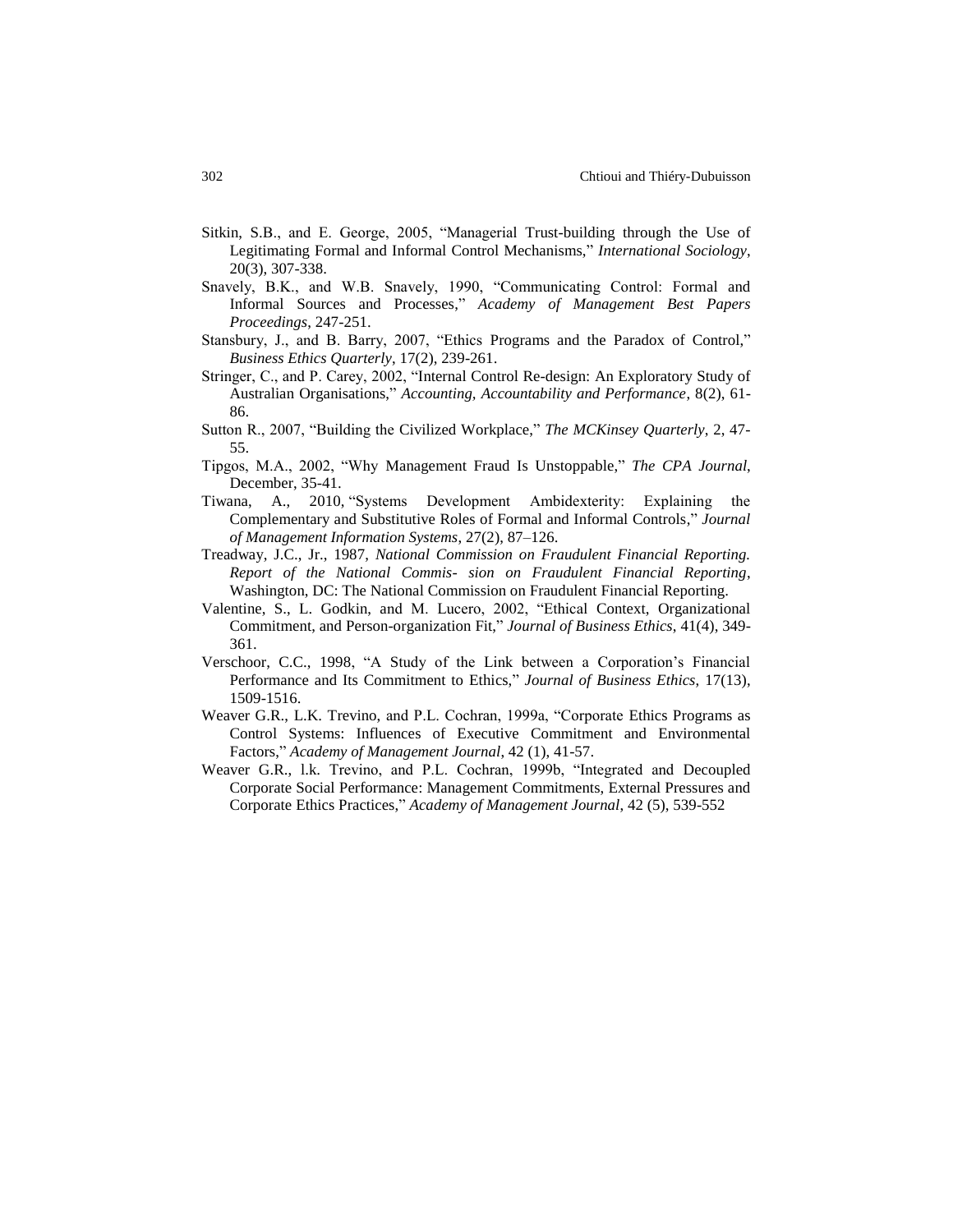Sitkin, S.B., and E. George, 2005, "Managerial Trust-building through the Use of Legitimating Formal and Informal Control Mechanisms," *International Sociology*, 20(3), 307-338.

Snavely, B.K., and W.B. Snavely, 1990, "Communicating Control: Formal and Informal Sources and Processes," *Academy of Management Best Papers Proceedings*, 247-251.

Stansbury, J., and B. Barry, 2007, "Ethics Programs and the Paradox of Control," *Business Ethics Quarterly*, 17(2), 239-261.

Stringer, C., and P. Carey, 2002, "Internal Control Re-design: An Exploratory Study of Australian Organisations," *Accounting, Accountability and Performance*, 8(2), 61-86.

Sutton R., 2007, "Building the Civilized Workplace," *The MCKinsey Quarterly*, 2, 47-55.

Tipgos, M.A., 2002, "Why Management Fraud Is Unstoppable," *The CPA Journal*, December, 35-41.

Tiwana, A., 2010, "Systems Development Ambidexterity: Explaining the Complementary and Substitutive Roles of Formal and Informal Controls," *Journal of Management Information Systems*, 27(2), 87–126.

Treadway, J.C., Jr., 1987, *National Commission on Fraudulent Financial Reporting. Report of the National Commis- sion on Fraudulent Financial Reporting*, Washington, DC: The National Commission on Fraudulent Financial Reporting.

Valentine, S., L. Godkin, and M. Lucero, 2002, "Ethical Context, Organizational Commitment, and Person-organization Fit," *Journal of Business Ethics*, 41(4), 349-361.

Verschoor, C.C., 1998, "A Study of the Link between a Corporation's Financial Performance and Its Commitment to Ethics," *Journal of Business Ethics*, 17(13), 1509-1516.

Weaver G.R., L.K. Trevino, and P.L. Cochran, 1999a, "Corporate Ethics Programs as Control Systems: Influences of Executive Commitment and Environmental Factors," *Academy of Management Journal*, 42 (1), 41-57.

Weaver G.R., l.k. Trevino, and P.L. Cochran, 1999b, "Integrated and Decoupled Corporate Social Performance: Management Commitments, External Pressures and Corporate Ethics Practices," *Academy of Management Journal*, 42 (5), 539-552